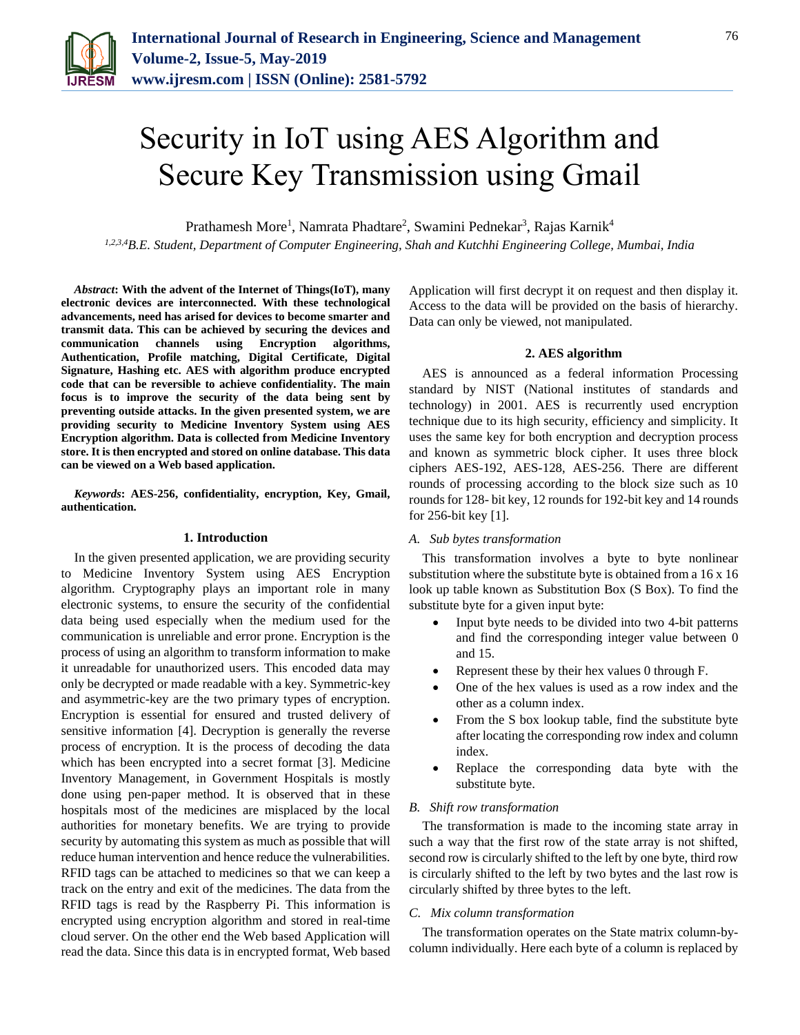# Security in IoT using AES Algorithm and Secure Key Transmission using Gmail

Prathamesh More[1], Namrata Phadtare[2], Swamini Pednekar[3], Rajas Karnik[4]

[1,2,3,4]*B.E. Student, Department of Computer Engineering, Shah and Kutchhi Engineering College, Mumbai, India*

***Abstract*: With the advent of the Internet of Things(IoT), many electronic devices are interconnected. With these technological advancements, need has arised for devices to become smarter and transmit data. This can be achieved by securing the devices and communication channels using Encryption algorithms, Authentication, Profile matching, Digital Certificate, Digital Signature, Hashing etc. AES with algorithm produce encrypted code that can be reversible to achieve confidentiality. The main focus is to improve the security of the data being sent by preventing outside attacks. In the given presented system, we are providing security to Medicine Inventory System using AES Encryption algorithm. Data is collected from Medicine Inventory store. It is then encrypted and stored on online database. This data can be viewed on a Web based application.**

***Keywords*: AES-256, confidentiality, encryption, Key, Gmail, authentication.**

## 1. Introduction

In the given presented application, we are providing security to Medicine Inventory System using AES Encryption algorithm. Cryptography plays an important role in many electronic systems, to ensure the security of the confidential data being used especially when the medium used for the communication is unreliable and error prone. Encryption is the process of using an algorithm to transform information to make it unreadable for unauthorized users. This encoded data may only be decrypted or made readable with a key. Symmetric-key and asymmetric-key are the two primary types of encryption. Encryption is essential for ensured and trusted delivery of sensitive information [4]. Decryption is generally the reverse process of encryption. It is the process of decoding the data which has been encrypted into a secret format [3]. Medicine Inventory Management, in Government Hospitals is mostly done using pen-paper method. It is observed that in these hospitals most of the medicines are misplaced by the local authorities for monetary benefits. We are trying to provide security by automating this system as much as possible that will reduce human intervention and hence reduce the vulnerabilities. RFID tags can be attached to medicines so that we can keep a track on the entry and exit of the medicines. The data from the RFID tags is read by the Raspberry Pi. This information is encrypted using encryption algorithm and stored in real-time cloud server. On the other end the Web based Application will read the data. Since this data is in encrypted format, Web based Application will first decrypt it on request and then display it. Access to the data will be provided on the basis of hierarchy. Data can only be viewed, not manipulated.

## 2. AES algorithm

AES is announced as a federal information Processing standard by NIST (National institutes of standards and technology) in 2001. AES is recurrently used encryption technique due to its high security, efficiency and simplicity. It uses the same key for both encryption and decryption process and known as symmetric block cipher. It uses three block ciphers AES-192, AES-128, AES-256. There are different rounds of processing according to the block size such as 10 rounds for 128- bit key, 12 rounds for 192-bit key and 14 rounds for 256-bit key [1].

### *A. Sub bytes transformation*

This transformation involves a byte to byte nonlinear substitution where the substitute byte is obtained from a 16 x 16 look up table known as Substitution Box (S Box). To find the substitute byte for a given input byte:

- Input byte needs to be divided into two 4-bit patterns and find the corresponding integer value between 0 and 15.
- Represent these by their hex values 0 through F.
- One of the hex values is used as a row index and the other as a column index.
- From the S box lookup table, find the substitute byte after locating the corresponding row index and column index.
- Replace the corresponding data byte with the substitute byte.

### *B. Shift row transformation*

The transformation is made to the incoming state array in such a way that the first row of the state array is not shifted, second row is circularly shifted to the left by one byte, third row is circularly shifted to the left by two bytes and the last row is circularly shifted by three bytes to the left.

### *C. Mix column transformation*

The transformation operates on the State matrix column-by-column individually. Here each byte of a column is replaced by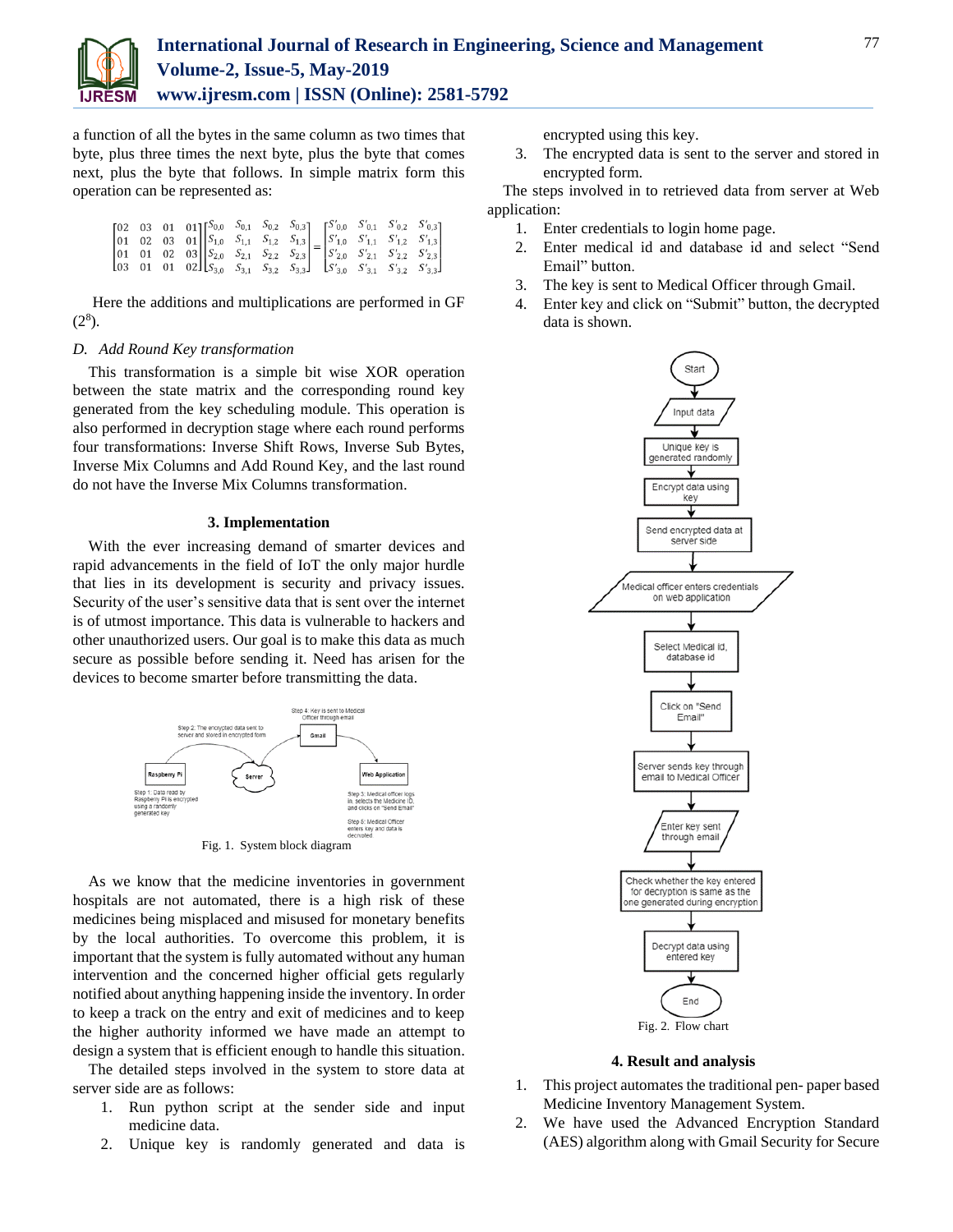a function of all the bytes in the same column as two times that byte, plus three times the next byte, plus the byte that comes next, plus the byte that follows. In simple matrix form this operation can be represented as:

$$\begin{bmatrix} 02 & 03 & 01 & 01 \\ 01 & 02 & 03 & 01 \\ 01 & 01 & 02 & 03 \\ 03 & 01 & 01 & 02 \end{bmatrix} \begin{bmatrix} S_{0,0} & S_{0,1} & S_{0,2} & S_{0,3} \\ S_{1,0} & S_{1,1} & S_{1,2} & S_{1,3} \\ S_{2,0} & S_{2,1} & S_{2,2} & S_{2,3} \\ S_{3,0} & S_{3,1} & S_{3,2} & S_{3,3} \end{bmatrix} = \begin{bmatrix} S'_{0,0} & S'_{0,1} & S'_{0,2} & S'_{0,3} \\ S'_{1,0} & S'_{1,1} & S'_{1,2} & S'_{1,3} \\ S'_{2,0} & S'_{2,1} & S'_{2,2} & S'_{2,3} \\ S'_{3,0} & S'_{3,1} & S'_{3,2} & S'_{3,3} \end{bmatrix}$$

Here the additions and multiplications are performed in GF $(2^8)$.

### D. Add Round Key transformation

This transformation is a simple bit wise XOR operation between the state matrix and the corresponding round key generated from the key scheduling module. This operation is also performed in decryption stage where each round performs four transformations: Inverse Shift Rows, Inverse Sub Bytes, Inverse Mix Columns and Add Round Key, and the last round do not have the Inverse Mix Columns transformation.

## 3. Implementation

With the ever increasing demand of smarter devices and rapid advancements in the field of IoT the only major hurdle that lies in its development is security and privacy issues. Security of the user's sensitive data that is sent over the internet is of utmost importance. This data is vulnerable to hackers and other unauthorized users. Our goal is to make this data as much secure as possible before sending it. Need has arisen for the devices to become smarter before transmitting the data.

Fig. 1. System block diagram

As we know that the medicine inventories in government hospitals are not automated, there is a high risk of these medicines being misplaced and misused for monetary benefits by the local authorities. To overcome this problem, it is important that the system is fully automated without any human intervention and the concerned higher official gets regularly notified about anything happening inside the inventory. In order to keep a track on the entry and exit of medicines and to keep the higher authority informed we have made an attempt to design a system that is efficient enough to handle this situation.

The detailed steps involved in the system to store data at server side are as follows:

1. Run python script at the sender side and input medicine data.
2. Unique key is randomly generated and data is encrypted using this key.
3. The encrypted data is sent to the server and stored in encrypted form.

The steps involved in to retrieved data from server at Web application:

1. Enter credentials to login home page.
2. Enter medical id and database id and select "Send Email" button.
3. The key is sent to Medical Officer through Gmail.
4. Enter key and click on "Submit" button, the decrypted data is shown.

Fig. 2. Flow chart

## 4. Result and analysis

1. This project automates the traditional pen- paper based Medicine Inventory Management System.
2. We have used the Advanced Encryption Standard (AES) algorithm along with Gmail Security for Secure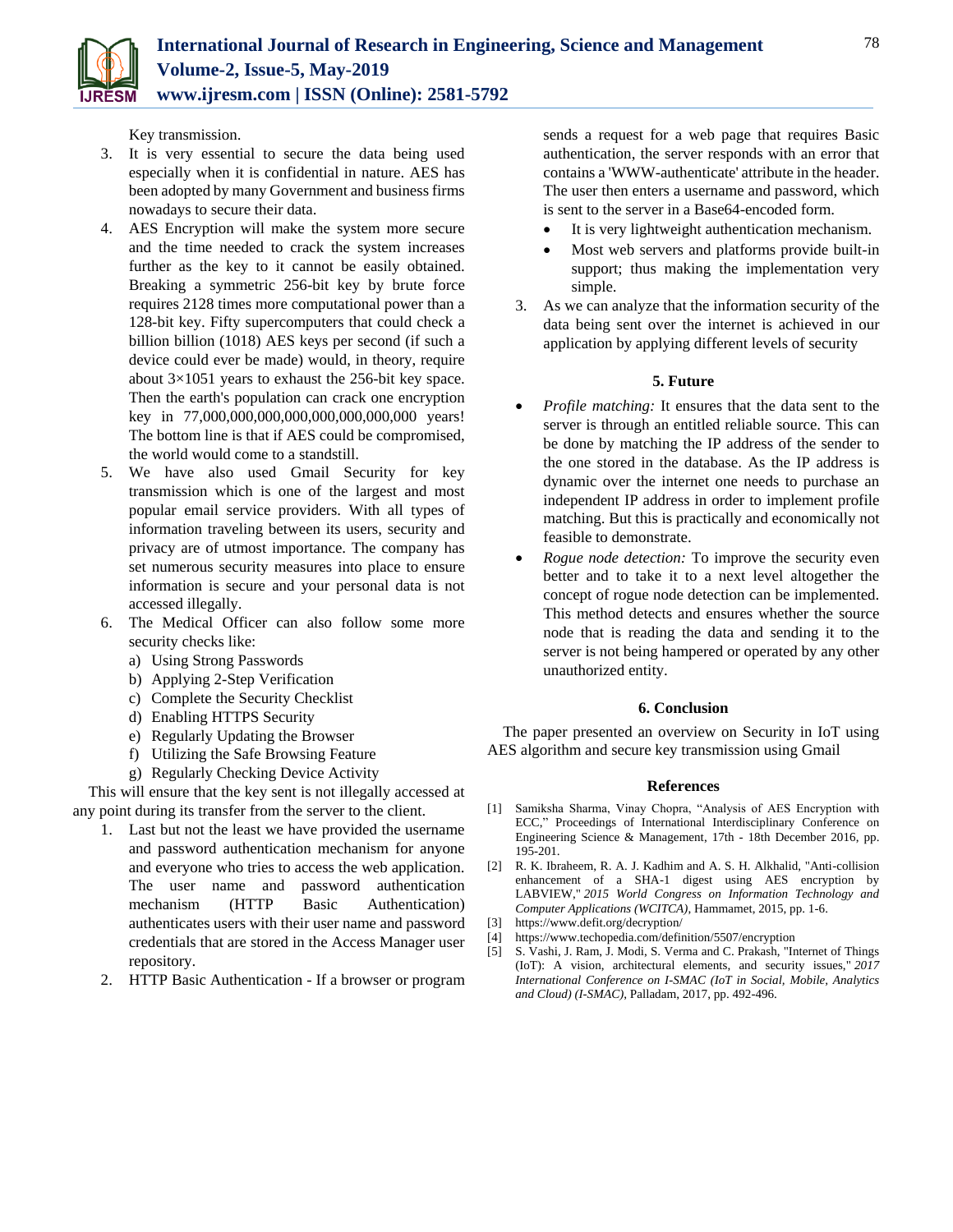Key transmission.

3. It is very essential to secure the data being used especially when it is confidential in nature. AES has been adopted by many Government and business firms nowadays to secure their data.
4. AES Encryption will make the system more secure and the time needed to crack the system increases further as the key to it cannot be easily obtained. Breaking a symmetric 256-bit key by brute force requires 2128 times more computational power than a 128-bit key. Fifty supercomputers that could check a billion billion (1018) AES keys per second (if such a device could ever be made) would, in theory, require about 3×1051 years to exhaust the 256-bit key space. Then the earth's population can crack one encryption key in 77,000,000,000,000,000,000,000,000 years! The bottom line is that if AES could be compromised, the world would come to a standstill.
5. We have also used Gmail Security for key transmission which is one of the largest and most popular email service providers. With all types of information traveling between its users, security and privacy are of utmost importance. The company has set numerous security measures into place to ensure information is secure and your personal data is not accessed illegally.
6. The Medical Officer can also follow some more security checks like:
   a) Using Strong Passwords
   b) Applying 2-Step Verification
   c) Complete the Security Checklist
   d) Enabling HTTPS Security
   e) Regularly Updating the Browser
   f) Utilizing the Safe Browsing Feature
   g) Regularly Checking Device Activity

This will ensure that the key sent is not illegally accessed at any point during its transfer from the server to the client.

1. Last but not the least we have provided the username and password authentication mechanism for anyone and everyone who tries to access the web application. The user name and password authentication mechanism (HTTP Basic Authentication) authenticates users with their user name and password credentials that are stored in the Access Manager user repository.
2. HTTP Basic Authentication - If a browser or program sends a request for a web page that requires Basic authentication, the server responds with an error that contains a 'WWW-authenticate' attribute in the header. The user then enters a username and password, which is sent to the server in a Base64-encoded form.
   - It is very lightweight authentication mechanism.
   - Most web servers and platforms provide built-in support; thus making the implementation very simple.
3. As we can analyze that the information security of the data being sent over the internet is achieved in our application by applying different levels of security

## 5. Future

- *Profile matching:* It ensures that the data sent to the server is through an entitled reliable source. This can be done by matching the IP address of the sender to the one stored in the database. As the IP address is dynamic over the internet one needs to purchase an independent IP address in order to implement profile matching. But this is practically and economically not feasible to demonstrate.
- *Rogue node detection:* To improve the security even better and to take it to a next level altogether the concept of rogue node detection can be implemented. This method detects and ensures whether the source node that is reading the data and sending it to the server is not being hampered or operated by any other unauthorized entity.

## 6. Conclusion

The paper presented an overview on Security in IoT using AES algorithm and secure key transmission using Gmail

## References

[1] Samiksha Sharma, Vinay Chopra, "Analysis of AES Encryption with ECC," Proceedings of International Interdisciplinary Conference on Engineering Science & Management, 17th - 18th December 2016, pp. 195-201.

[2] R. K. Ibraheem, R. A. J. Kadhim and A. S. H. Alkhalid, "Anti-collision enhancement of a SHA-1 digest using AES encryption by LABVIEW," *2015 World Congress on Information Technology and Computer Applications (WCITCA)*, Hammamet, 2015, pp. 1-6.

[3] https://www.defit.org/decryption/

[4] https://www.techopedia.com/definition/5507/encryption

[5] S. Vashi, J. Ram, J. Modi, S. Verma and C. Prakash, "Internet of Things (IoT): A vision, architectural elements, and security issues," *2017 International Conference on I-SMAC (IoT in Social, Mobile, Analytics and Cloud) (I-SMAC)*, Palladam, 2017, pp. 492-496.